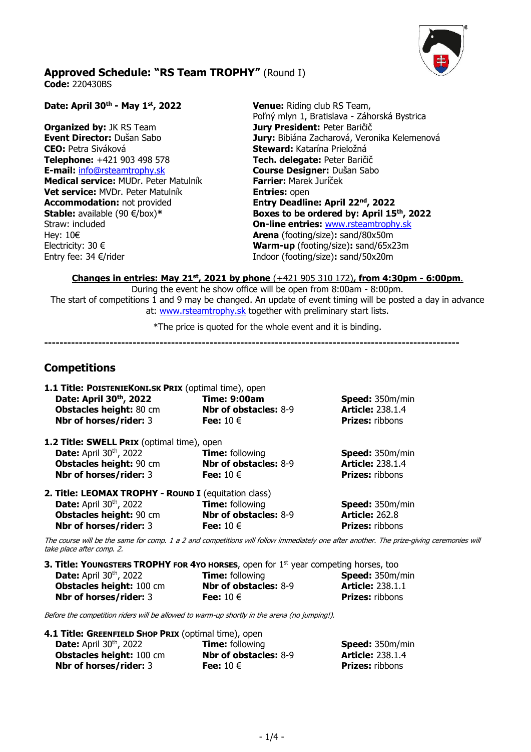## Approved Schedule: "RS Team TROPHY" (Round I)

**Code:** 220430BS

**Date: April 30th - May 1st, 2022**

**Organized by:** JK RS Team
**Event Director:** Dušan Sabo
**CEO:** Petra Siváková
**Telephone:** +421 903 498 578
**E-mail:** info@rsteamtrophy.sk
**Medical service:** MUDr. Peter Matulník
**Vet service:** MVDr. Peter Matulník
**Accommodation:** not provided
**Stable:** available (90 €/box)*
Straw: included
Hey: 10€
Electricity: 30 €
Entry fee: 34 €/rider

**Venue:** Riding club RS Team, Poľný mlyn 1, Bratislava - Záhorská Bystrica
**Jury President:** Peter Baričič
**Jury:** Bibiána Zacharová, Veronika Kelemenová
**Steward:** Katarína Prieložná
**Tech. delegate:** Peter Baričič
**Course Designer:** Dušan Sabo
**Farrier:** Marek Juríček
**Entries:** open
**Entry Deadline: April 22nd, 2022**
**Boxes to be ordered by: April 15th, 2022**
**On-line entries:** www.rsteamtrophy.sk
**Arena** (footing/size)**:** sand/80x50m
**Warm-up** (footing/size)**:** sand/65x23m
Indoor (footing/size)**:** sand/50x20m

**Changes in entries: May 21st, 2021 by phone** (+421 905 310 172)**, from 4:30pm - 6:00pm**.
During the event he show office will be open from 8:00am - 8:00pm.
The start of competitions 1 and 9 may be changed. An update of event timing will be posted a day in advance at: www.rsteamtrophy.sk together with preliminary start lists.

*The price is quoted for the whole event and it is binding.

---

## Competitions

**1.1 Title: POISTENIEKONI.SK PRIX** (optimal time), open

| | | |
|---|---|---|
| **Date: April 30th, 2022** | **Time: 9:00am** | **Speed:** 350m/min |
| **Obstacles height:** 80 cm | **Nbr of obstacles:** 8-9 | **Article:** 238.1.4 |
| **Nbr of horses/rider:** 3 | **Fee:** 10 € | **Prizes:** ribbons |

**1.2 Title: SWELL PRIX** (optimal time), open

| | | |
|---|---|---|
| **Date:** April 30th, 2022 | **Time:** following | **Speed:** 350m/min |
| **Obstacles height:** 90 cm | **Nbr of obstacles:** 8-9 | **Article:** 238.1.4 |
| **Nbr of horses/rider:** 3 | **Fee:** 10 € | **Prizes:** ribbons |

**2. Title: LEOMAX TROPHY - ROUND I** (equitation class)

| | | |
|---|---|---|
| **Date:** April 30th, 2022 | **Time:** following | **Speed:** 350m/min |
| **Obstacles height:** 90 cm | **Nbr of obstacles:** 8-9 | **Article:** 262.8 |
| **Nbr of horses/rider:** 3 | **Fee:** 10 € | **Prizes:** ribbons |

*The course will be the same for comp. 1 a 2 and competitions will follow immediately one after another. The prize-giving ceremonies will take place after comp. 2.*

**3. Title: YOUNGSTERS TROPHY FOR 4YO HORSES**, open for 1st year competing horses, too

| | | |
|---|---|---|
| **Date:** April 30th, 2022 | **Time:** following | **Speed:** 350m/min |
| **Obstacles height:** 100 cm | **Nbr of obstacles:** 8-9 | **Article:** 238.1.1 |
| **Nbr of horses/rider:** 3 | **Fee:** 10 € | **Prizes:** ribbons |

*Before the competition riders will be allowed to warm-up shortly in the arena (no jumping!).*

**4.1 Title: GREENFIELD SHOP PRIX** (optimal time), open

| | | |
|---|---|---|
| **Date:** April 30th, 2022 | **Time:** following | **Speed:** 350m/min |
| **Obstacles height:** 100 cm | **Nbr of obstacles:** 8-9 | **Article:** 238.1.4 |
| **Nbr of horses/rider:** 3 | **Fee:** 10 € | **Prizes:** ribbons |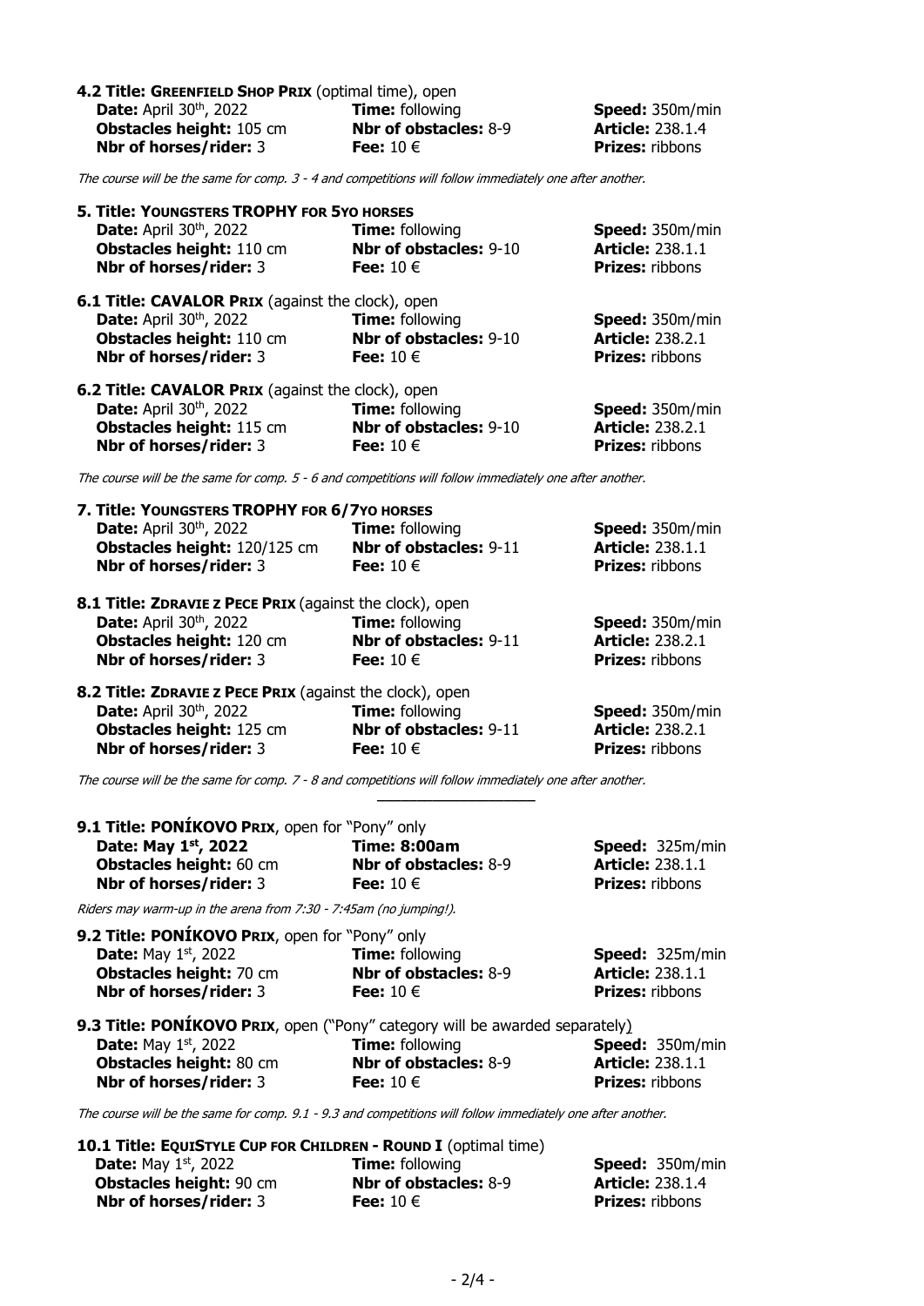**4.2 Title: GREENFIELD SHOP PRIX** (optimal time), open

| | | |
|---|---|---|
| **Date:** April 30th, 2022 | **Time:** following | **Speed:** 350m/min |
| **Obstacles height:** 105 cm | **Nbr of obstacles:** 8-9 | **Article:** 238.1.4 |
| **Nbr of horses/rider:** 3 | **Fee:** 10 € | **Prizes:** ribbons |

*The course will be the same for comp. 3 - 4 and competitions will follow immediately one after another.*

**5. Title: YOUNGSTERS TROPHY FOR 5YO HORSES**

| | | |
|---|---|---|
| **Date:** April 30th, 2022 | **Time:** following | **Speed:** 350m/min |
| **Obstacles height:** 110 cm | **Nbr of obstacles:** 9-10 | **Article:** 238.1.1 |
| **Nbr of horses/rider:** 3 | **Fee:** 10 € | **Prizes:** ribbons |

**6.1 Title: CAVALOR PRIX** (against the clock), open

| | | |
|---|---|---|
| **Date:** April 30th, 2022 | **Time:** following | **Speed:** 350m/min |
| **Obstacles height:** 110 cm | **Nbr of obstacles:** 9-10 | **Article:** 238.2.1 |
| **Nbr of horses/rider:** 3 | **Fee:** 10 € | **Prizes:** ribbons |

**6.2 Title: CAVALOR PRIX** (against the clock), open

| | | |
|---|---|---|
| **Date:** April 30th, 2022 | **Time:** following | **Speed:** 350m/min |
| **Obstacles height:** 115 cm | **Nbr of obstacles:** 9-10 | **Article:** 238.2.1 |
| **Nbr of horses/rider:** 3 | **Fee:** 10 € | **Prizes:** ribbons |

*The course will be the same for comp. 5 - 6 and competitions will follow immediately one after another.*

**7. Title: YOUNGSTERS TROPHY FOR 6/7YO HORSES**

| | | |
|---|---|---|
| **Date:** April 30th, 2022 | **Time:** following | **Speed:** 350m/min |
| **Obstacles height:** 120/125 cm | **Nbr of obstacles:** 9-11 | **Article:** 238.1.1 |
| **Nbr of horses/rider:** 3 | **Fee:** 10 € | **Prizes:** ribbons |

**8.1 Title: ZDRAVIE Z PECE PRIX** (against the clock), open

| | | |
|---|---|---|
| **Date:** April 30th, 2022 | **Time:** following | **Speed:** 350m/min |
| **Obstacles height:** 120 cm | **Nbr of obstacles:** 9-11 | **Article:** 238.2.1 |
| **Nbr of horses/rider:** 3 | **Fee:** 10 € | **Prizes:** ribbons |

**8.2 Title: ZDRAVIE Z PECE PRIX** (against the clock), open

| | | |
|---|---|---|
| **Date:** April 30th, 2022 | **Time:** following | **Speed:** 350m/min |
| **Obstacles height:** 125 cm | **Nbr of obstacles:** 9-11 | **Article:** 238.2.1 |
| **Nbr of horses/rider:** 3 | **Fee:** 10 € | **Prizes:** ribbons |

*The course will be the same for comp. 7 - 8 and competitions will follow immediately one after another.*

---

**9.1 Title: PONÍKOVO PRIX**, open for "Pony" only

| | | |
|---|---|---|
| **Date: May 1st, 2022** | **Time: 8:00am** | **Speed:** 325m/min |
| **Obstacles height:** 60 cm | **Nbr of obstacles:** 8-9 | **Article:** 238.1.1 |
| **Nbr of horses/rider:** 3 | **Fee:** 10 € | **Prizes:** ribbons |

*Riders may warm-up in the arena from 7:30 - 7:45am (no jumping!).*

**9.2 Title: PONÍKOVO PRIX**, open for "Pony" only

| | | |
|---|---|---|
| **Date:** May 1st, 2022 | **Time:** following | **Speed:** 325m/min |
| **Obstacles height:** 70 cm | **Nbr of obstacles:** 8-9 | **Article:** 238.1.1 |
| **Nbr of horses/rider:** 3 | **Fee:** 10 € | **Prizes:** ribbons |

**9.3 Title: PONÍKOVO PRIX**, open ("Pony" category will be awarded separately)

| | | |
|---|---|---|
| **Date:** May 1st, 2022 | **Time:** following | **Speed:** 350m/min |
| **Obstacles height:** 80 cm | **Nbr of obstacles:** 8-9 | **Article:** 238.1.1 |
| **Nbr of horses/rider:** 3 | **Fee:** 10 € | **Prizes:** ribbons |

*The course will be the same for comp. 9.1 - 9.3 and competitions will follow immediately one after another.*

**10.1 Title: EQUISTYLE CUP FOR CHILDREN - ROUND I** (optimal time)

| | | |
|---|---|---|
| **Date:** May 1st, 2022 | **Time:** following | **Speed:** 350m/min |
| **Obstacles height:** 90 cm | **Nbr of obstacles:** 8-9 | **Article:** 238.1.4 |
| **Nbr of horses/rider:** 3 | **Fee:** 10 € | **Prizes:** ribbons |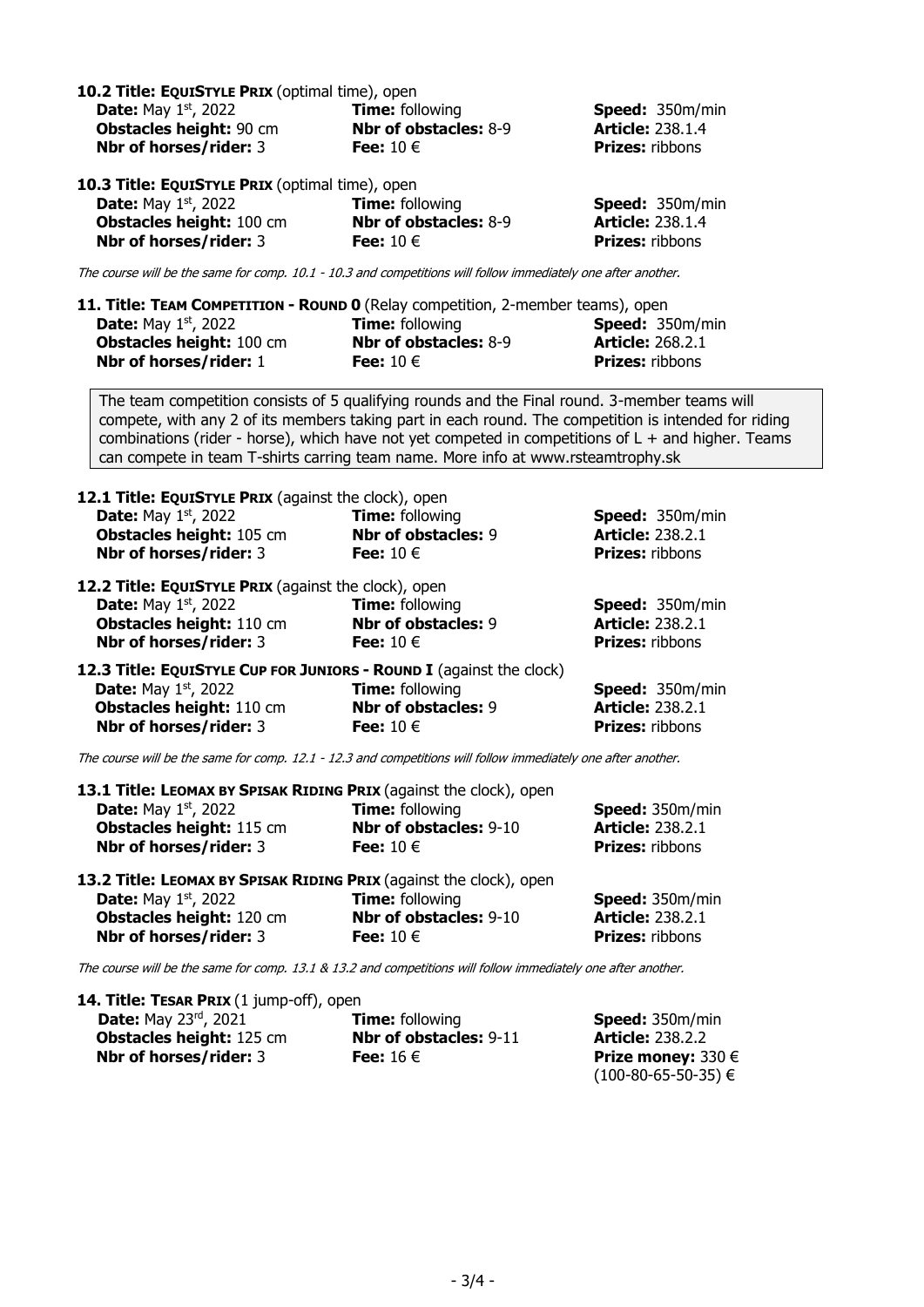**10.2 Title: EQUISTYLE PRIX** (optimal time), open

**Date:** May 1st, 2022 **Time:** following **Speed:** 350m/min
**Obstacles height:** 90 cm **Nbr of obstacles:** 8-9 **Article:** 238.1.4
**Nbr of horses/rider:** 3 **Fee:** 10 € **Prizes:** ribbons

**10.3 Title: EQUISTYLE PRIX** (optimal time), open

**Date:** May 1st, 2022 **Time:** following **Speed:** 350m/min
**Obstacles height:** 100 cm **Nbr of obstacles:** 8-9 **Article:** 238.1.4
**Nbr of horses/rider:** 3 **Fee:** 10 € **Prizes:** ribbons

*The course will be the same for comp. 10.1 - 10.3 and competitions will follow immediately one after another.*

**11. Title: TEAM COMPETITION - ROUND 0** (Relay competition, 2-member teams), open

**Date:** May 1st, 2022 **Time:** following **Speed:** 350m/min
**Obstacles height:** 100 cm **Nbr of obstacles:** 8-9 **Article:** 268.2.1
**Nbr of horses/rider:** 1 **Fee:** 10 € **Prizes:** ribbons

The team competition consists of 5 qualifying rounds and the Final round. 3-member teams will compete, with any 2 of its members taking part in each round. The competition is intended for riding combinations (rider - horse), which have not yet competed in competitions of L + and higher. Teams can compete in team T-shirts carring team name. More info at www.rsteamtrophy.sk

**12.1 Title: EQUISTYLE PRIX** (against the clock), open

**Date:** May 1st, 2022 **Time:** following **Speed:** 350m/min
**Obstacles height:** 105 cm **Nbr of obstacles:** 9 **Article:** 238.2.1
**Nbr of horses/rider:** 3 **Fee:** 10 € **Prizes:** ribbons

**12.2 Title: EQUISTYLE PRIX** (against the clock), open

**Date:** May 1st, 2022 **Time:** following **Speed:** 350m/min
**Obstacles height:** 110 cm **Nbr of obstacles:** 9 **Article:** 238.2.1
**Nbr of horses/rider:** 3 **Fee:** 10 € **Prizes:** ribbons

**12.3 Title: EQUISTYLE CUP FOR JUNIORS - ROUND I** (against the clock)

**Date:** May 1st, 2022 **Time:** following **Speed:** 350m/min
**Obstacles height:** 110 cm **Nbr of obstacles:** 9 **Article:** 238.2.1
**Nbr of horses/rider:** 3 **Fee:** 10 € **Prizes:** ribbons

*The course will be the same for comp. 12.1 - 12.3 and competitions will follow immediately one after another.*

**13.1 Title: LEOMAX BY SPISAK RIDING PRIX** (against the clock), open

**Date:** May 1st, 2022 **Time:** following **Speed:** 350m/min
**Obstacles height:** 115 cm **Nbr of obstacles:** 9-10 **Article:** 238.2.1
**Nbr of horses/rider:** 3 **Fee:** 10 € **Prizes:** ribbons

**13.2 Title: LEOMAX BY SPISAK RIDING PRIX** (against the clock), open

**Date:** May 1st, 2022 **Time:** following **Speed:** 350m/min
**Obstacles height:** 120 cm **Nbr of obstacles:** 9-10 **Article:** 238.2.1
**Nbr of horses/rider:** 3 **Fee:** 10 € **Prizes:** ribbons

*The course will be the same for comp. 13.1 & 13.2 and competitions will follow immediately one after another.*

**14. Title: TESAR PRIX** (1 jump-off), open

**Date:** May 23rd, 2021 **Time:** following **Speed:** 350m/min
**Obstacles height:** 125 cm **Nbr of obstacles:** 9-11 **Article:** 238.2.2
**Nbr of horses/rider:** 3 **Fee:** 16 € **Prize money:** 330 €
(100-80-65-50-35) €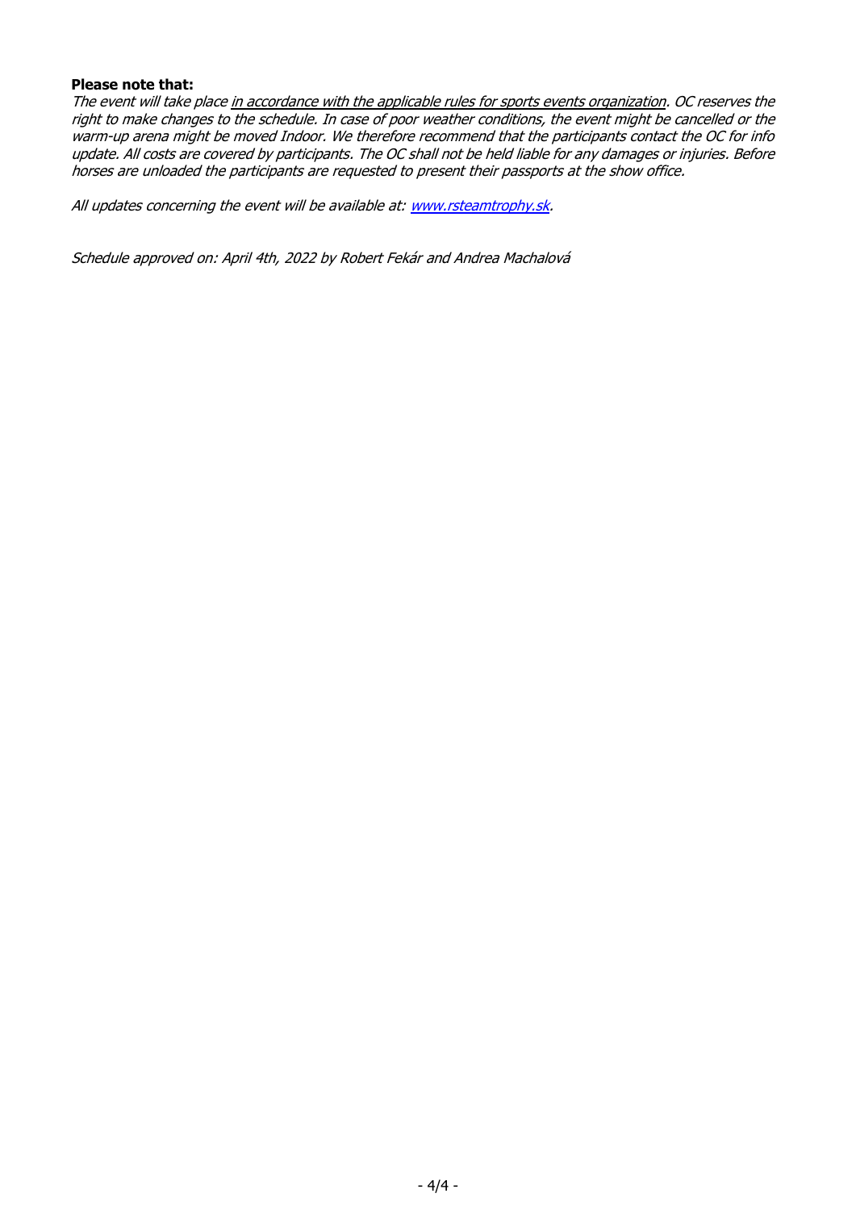**Please note that:**

*The event will take place in accordance with the applicable rules for sports events organization. OC reserves the right to make changes to the schedule. In case of poor weather conditions, the event might be cancelled or the warm-up arena might be moved Indoor. We therefore recommend that the participants contact the OC for info update. All costs are covered by participants. The OC shall not be held liable for any damages or injuries. Before horses are unloaded the participants are requested to present their passports at the show office.*

*All updates concerning the event will be available at: www.rsteamtrophy.sk.*

*Schedule approved on: April 4th, 2022 by Robert Fekár and Andrea Machalová*